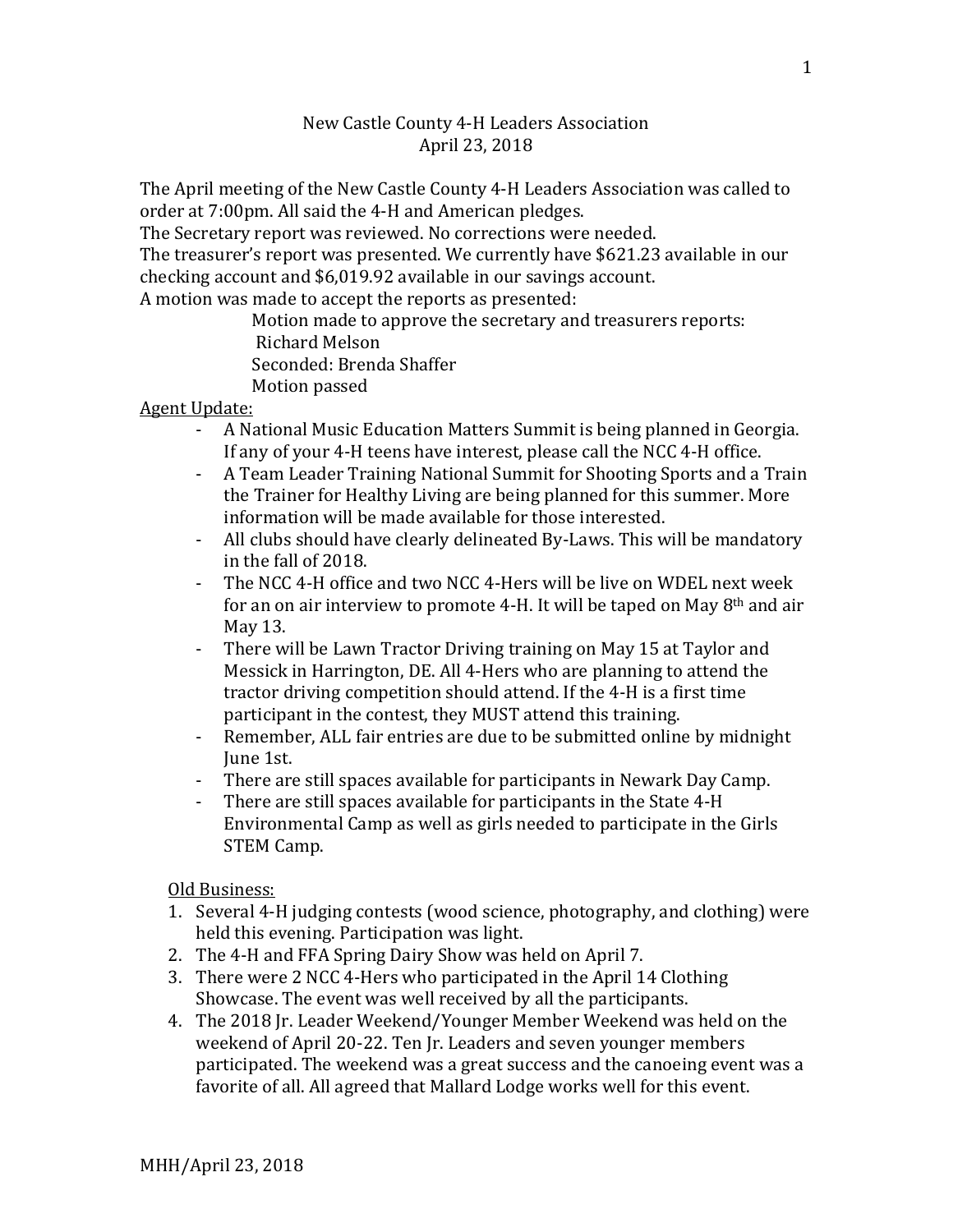New Castle County 4-H Leaders Association
April 23, 2018

The April meeting of the New Castle County 4-H Leaders Association was called to order at 7:00pm. All said the 4-H and American pledges.
The Secretary report was reviewed. No corrections were needed.
The treasurer's report was presented. We currently have $621.23 available in our checking account and $6,019.92 available in our savings account.
A motion was made to accept the reports as presented:

Motion made to approve the secretary and treasurers reports: Richard Melson
Seconded: Brenda Shaffer
Motion passed

<u>Agent Update:</u>

- A National Music Education Matters Summit is being planned in Georgia. If any of your 4-H teens have interest, please call the NCC 4-H office.
- A Team Leader Training National Summit for Shooting Sports and a Train the Trainer for Healthy Living are being planned for this summer. More information will be made available for those interested.
- All clubs should have clearly delineated By-Laws. This will be mandatory in the fall of 2018.
- The NCC 4-H office and two NCC 4-Hers will be live on WDEL next week for an on air interview to promote 4-H. It will be taped on May 8th and air May 13.
- There will be Lawn Tractor Driving training on May 15 at Taylor and Messick in Harrington, DE. All 4-Hers who are planning to attend the tractor driving competition should attend. If the 4-H is a first time participant in the contest, they MUST attend this training.
- Remember, ALL fair entries are due to be submitted online by midnight June 1st.
- There are still spaces available for participants in Newark Day Camp.
- There are still spaces available for participants in the State 4-H Environmental Camp as well as girls needed to participate in the Girls STEM Camp.

<u>Old Business:</u>

1. Several 4-H judging contests (wood science, photography, and clothing) were held this evening. Participation was light.
2. The 4-H and FFA Spring Dairy Show was held on April 7.
3. There were 2 NCC 4-Hers who participated in the April 14 Clothing Showcase. The event was well received by all the participants.
4. The 2018 Jr. Leader Weekend/Younger Member Weekend was held on the weekend of April 20-22. Ten Jr. Leaders and seven younger members participated. The weekend was a great success and the canoeing event was a favorite of all. All agreed that Mallard Lodge works well for this event.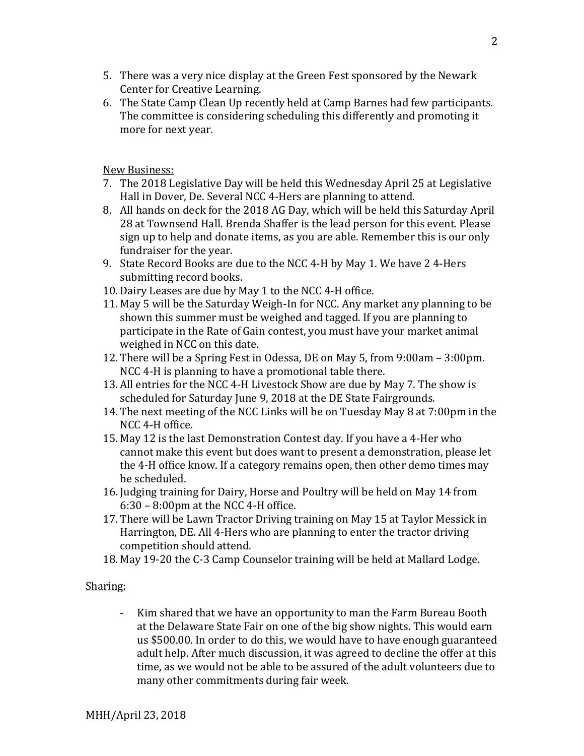5. There was a very nice display at the Green Fest sponsored by the Newark Center for Creative Learning.
6. The State Camp Clean Up recently held at Camp Barnes had few participants. The committee is considering scheduling this differently and promoting it more for next year.

New Business:

7. The 2018 Legislative Day will be held this Wednesday April 25 at Legislative Hall in Dover, De. Several NCC 4-Hers are planning to attend.
8. All hands on deck for the 2018 AG Day, which will be held this Saturday April 28 at Townsend Hall. Brenda Shaffer is the lead person for this event. Please sign up to help and donate items, as you are able. Remember this is our only fundraiser for the year.
9. State Record Books are due to the NCC 4-H by May 1. We have 2 4-Hers submitting record books.
10. Dairy Leases are due by May 1 to the NCC 4-H office.
11. May 5 will be the Saturday Weigh-In for NCC. Any market any planning to be shown this summer must be weighed and tagged. If you are planning to participate in the Rate of Gain contest, you must have your market animal weighed in NCC on this date.
12. There will be a Spring Fest in Odessa, DE on May 5, from 9:00am – 3:00pm. NCC 4-H is planning to have a promotional table there.
13. All entries for the NCC 4-H Livestock Show are due by May 7. The show is scheduled for Saturday June 9, 2018 at the DE State Fairgrounds.
14. The next meeting of the NCC Links will be on Tuesday May 8 at 7:00pm in the NCC 4-H office.
15. May 12 is the last Demonstration Contest day. If you have a 4-Her who cannot make this event but does want to present a demonstration, please let the 4-H office know. If a category remains open, then other demo times may be scheduled.
16. Judging training for Dairy, Horse and Poultry will be held on May 14 from 6:30 – 8:00pm at the NCC 4-H office.
17. There will be Lawn Tractor Driving training on May 15 at Taylor Messick in Harrington, DE. All 4-Hers who are planning to enter the tractor driving competition should attend.
18. May 19-20 the C-3 Camp Counselor training will be held at Mallard Lodge.

Sharing:

- Kim shared that we have an opportunity to man the Farm Bureau Booth at the Delaware State Fair on one of the big show nights. This would earn us $500.00. In order to do this, we would have to have enough guaranteed adult help. After much discussion, it was agreed to decline the offer at this time, as we would not be able to be assured of the adult volunteers due to many other commitments during fair week.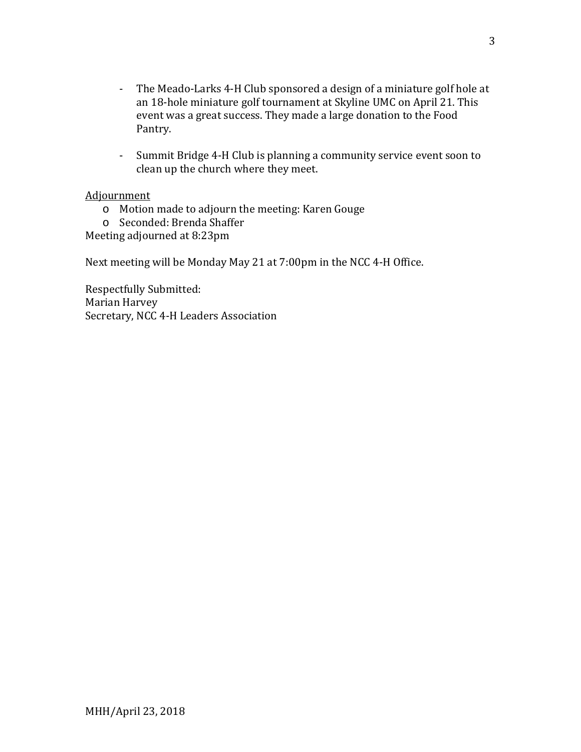- The Meado-Larks 4-H Club sponsored a design of a miniature golf hole at an 18-hole miniature golf tournament at Skyline UMC on April 21. This event was a great success. They made a large donation to the Food Pantry.

- Summit Bridge 4-H Club is planning a community service event soon to clean up the church where they meet.

<u>Adjournment</u>

- Motion made to adjourn the meeting: Karen Gouge
- Seconded: Brenda Shaffer

Meeting adjourned at 8:23pm

Next meeting will be Monday May 21 at 7:00pm in the NCC 4-H Office.

Respectfully Submitted:
Marian Harvey
Secretary, NCC 4-H Leaders Association

MHH/April 23, 2018